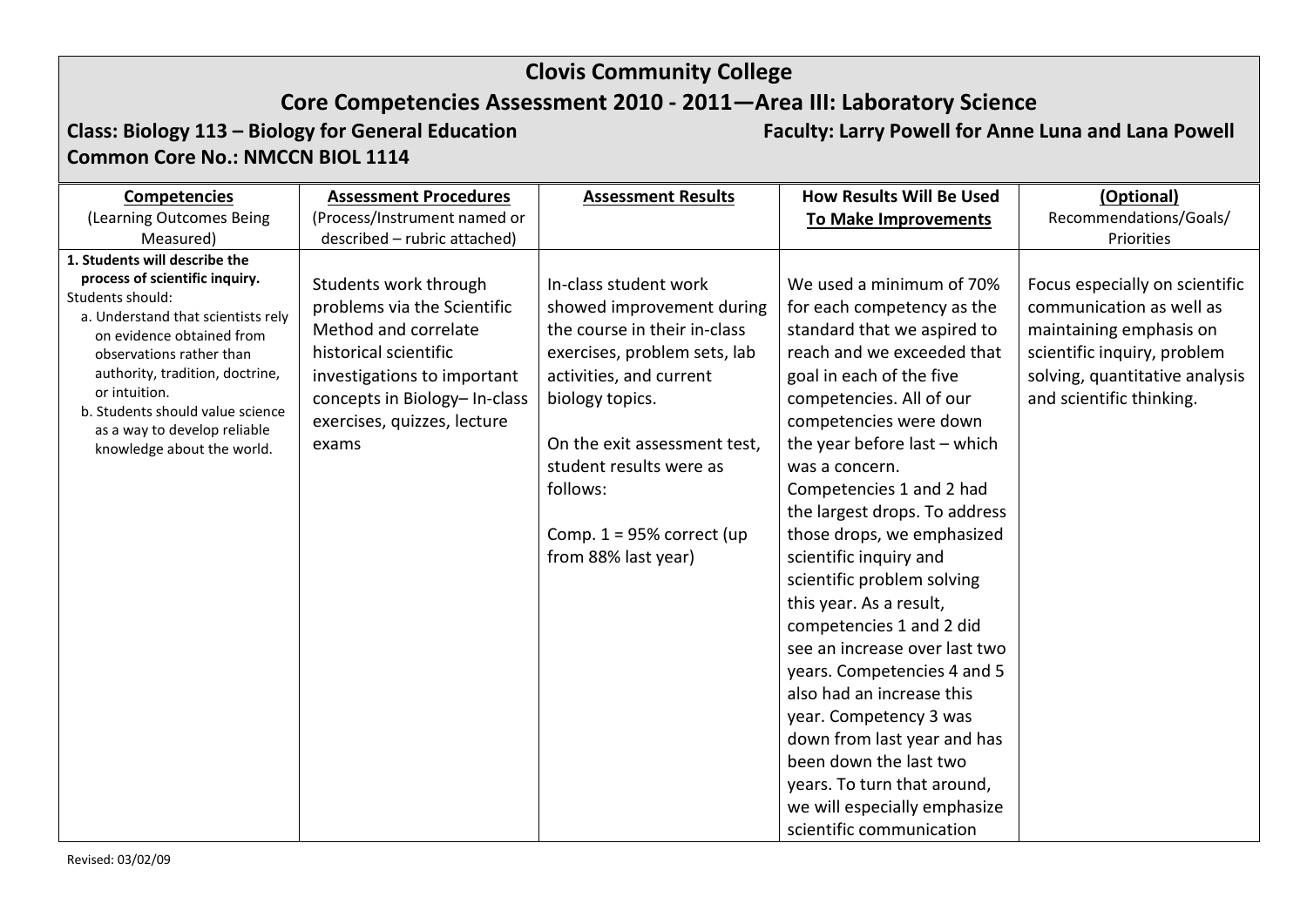# Clovis Community College

## Core Competencies Assessment 2010 - 2011—Area III: Laboratory Science

**Class: Biology 113 – Biology for General Education** **Faculty: Larry Powell for Anne Luna and Lana Powell**

**Common Core No.: NMCCN BIOL 1114**

| **Competencies** (Learning Outcomes Being Measured) | **Assessment Procedures** (Process/Instrument named or described – rubric attached) | **Assessment Results** | **How Results Will Be Used To Make Improvements** | **(Optional)** Recommendations/Goals/ Priorities |
|---|---|---|---|---|
| **1. Students will describe the process of scientific inquiry.** Students should: a. Understand that scientists rely on evidence obtained from observations rather than authority, tradition, doctrine, or intuition. b. Students should value science as a way to develop reliable knowledge about the world. | Students work through problems via the Scientific Method and correlate historical scientific investigations to important concepts in Biology– In-class exercises, quizzes, lecture exams | In-class student work showed improvement during the course in their in-class exercises, problem sets, lab activities, and current biology topics. On the exit assessment test, student results were as follows: Comp. 1 = 95% correct (up from 88% last year) | We used a minimum of 70% for each competency as the standard that we aspired to reach and we exceeded that goal in each of the five competencies. All of our competencies were down the year before last – which was a concern. Competencies 1 and 2 had the largest drops. To address those drops, we emphasized scientific inquiry and scientific problem solving this year. As a result, competencies 1 and 2 did see an increase over last two years. Competencies 4 and 5 also had an increase this year. Competency 3 was down from last year and has been down the last two years. To turn that around, we will especially emphasize scientific communication | Focus especially on scientific communication as well as maintaining emphasis on scientific inquiry, problem solving, quantitative analysis and scientific thinking. |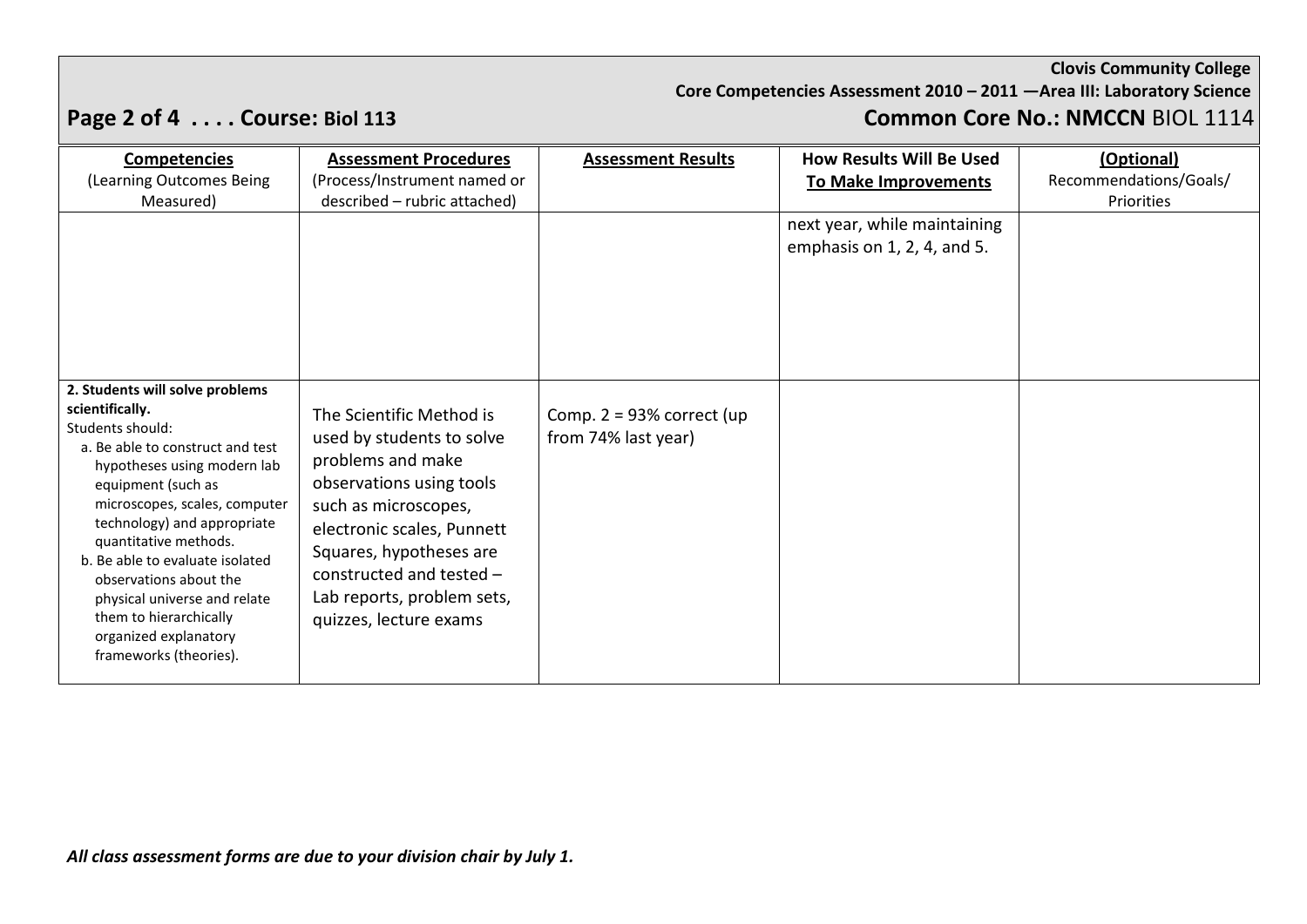**Clovis Community College**
**Core Competencies Assessment 2010 – 2011 —Area III: Laboratory Science**

**Course: Biol 113** **Common Core No.: NMCCN** BIOL 1114

| **Competencies** (Learning Outcomes Being Measured) | **Assessment Procedures** (Process/Instrument named or described – rubric attached) | **Assessment Results** | **How Results Will Be Used To Make Improvements** | **(Optional)** Recommendations/Goals/ Priorities |
|---|---|---|---|---|
| | | | next year, while maintaining emphasis on 1, 2, 4, and 5. | |
| **2. Students will solve problems scientifically.** Students should: a. Be able to construct and test hypotheses using modern lab equipment (such as microscopes, scales, computer technology) and appropriate quantitative methods. b. Be able to evaluate isolated observations about the physical universe and relate them to hierarchically organized explanatory frameworks (theories). | The Scientific Method is used by students to solve problems and make observations using tools such as microscopes, electronic scales, Punnett Squares, hypotheses are constructed and tested – Lab reports, problem sets, quizzes, lecture exams | Comp. 2 = 93% correct (up from 74% last year) | | |

***All class assessment forms are due to your division chair by July 1.***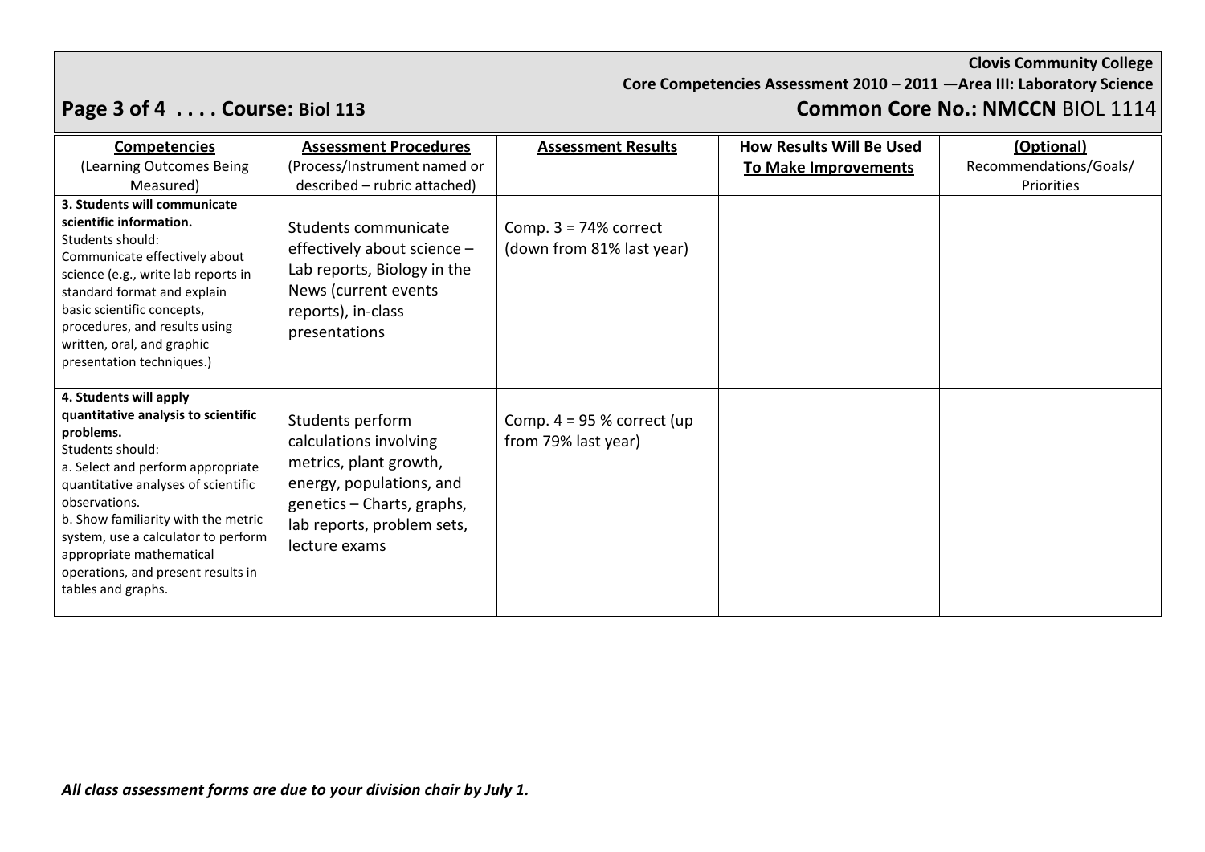**Clovis Community College**
**Core Competencies Assessment 2010 – 2011 —Area III: Laboratory Science**

**Page 3 of 4 . . . . Course: Biol 113** **Common Core No.: NMCCN BIOL 1114**

| **Competencies** (Learning Outcomes Being Measured) | **Assessment Procedures** (Process/Instrument named or described – rubric attached) | **Assessment Results** | **How Results Will Be Used To Make Improvements** | **(Optional)** Recommendations/Goals/ Priorities |
|---|---|---|---|---|
| **3. Students will communicate scientific information.** Students should: Communicate effectively about science (e.g., write lab reports in standard format and explain basic scientific concepts, procedures, and results using written, oral, and graphic presentation techniques.) | Students communicate effectively about science – Lab reports, Biology in the News (current events reports), in-class presentations | Comp. 3 = 74% correct (down from 81% last year) | | |
| **4. Students will apply quantitative analysis to scientific problems.** Students should: a. Select and perform appropriate quantitative analyses of scientific observations. b. Show familiarity with the metric system, use a calculator to perform appropriate mathematical operations, and present results in tables and graphs. | Students perform calculations involving metrics, plant growth, energy, populations, and genetics – Charts, graphs, lab reports, problem sets, lecture exams | Comp. 4 = 95 % correct (up from 79% last year) | | |

***All class assessment forms are due to your division chair by July 1.***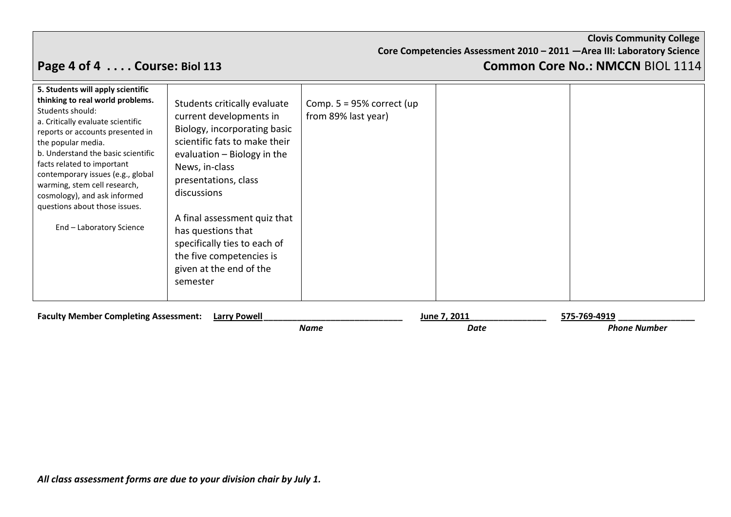**Clovis Community College**
**Core Competencies Assessment 2010 – 2011 —Area III: Laboratory Science**

## Page 4 of 4 . . . . Course: Biol 113 — Common Core No.: NMCCN BIOL 1114

| | | | | |
|---|---|---|---|---|
| **5. Students will apply scientific thinking to real world problems.** Students should:<br>a. Critically evaluate scientific reports or accounts presented in the popular media.<br>b. Understand the basic scientific facts related to important contemporary issues (e.g., global warming, stem cell research, cosmology), and ask informed questions about those issues.<br><br>End – Laboratory Science | Students critically evaluate current developments in Biology, incorporating basic scientific fats to make their evaluation – Biology in the News, in-class presentations, class discussions<br><br>A final assessment quiz that has questions that specifically ties to each of the five competencies is given at the end of the semester | Comp. 5 = 95% correct (up from 89% last year) | | |

**Faculty Member Completing Assessment:** Larry Powell (*Name*) &nbsp;&nbsp; June 7, 2011 (*Date*) &nbsp;&nbsp; 575-769-4919 (*Phone Number*)

***All class assessment forms are due to your division chair by July 1.***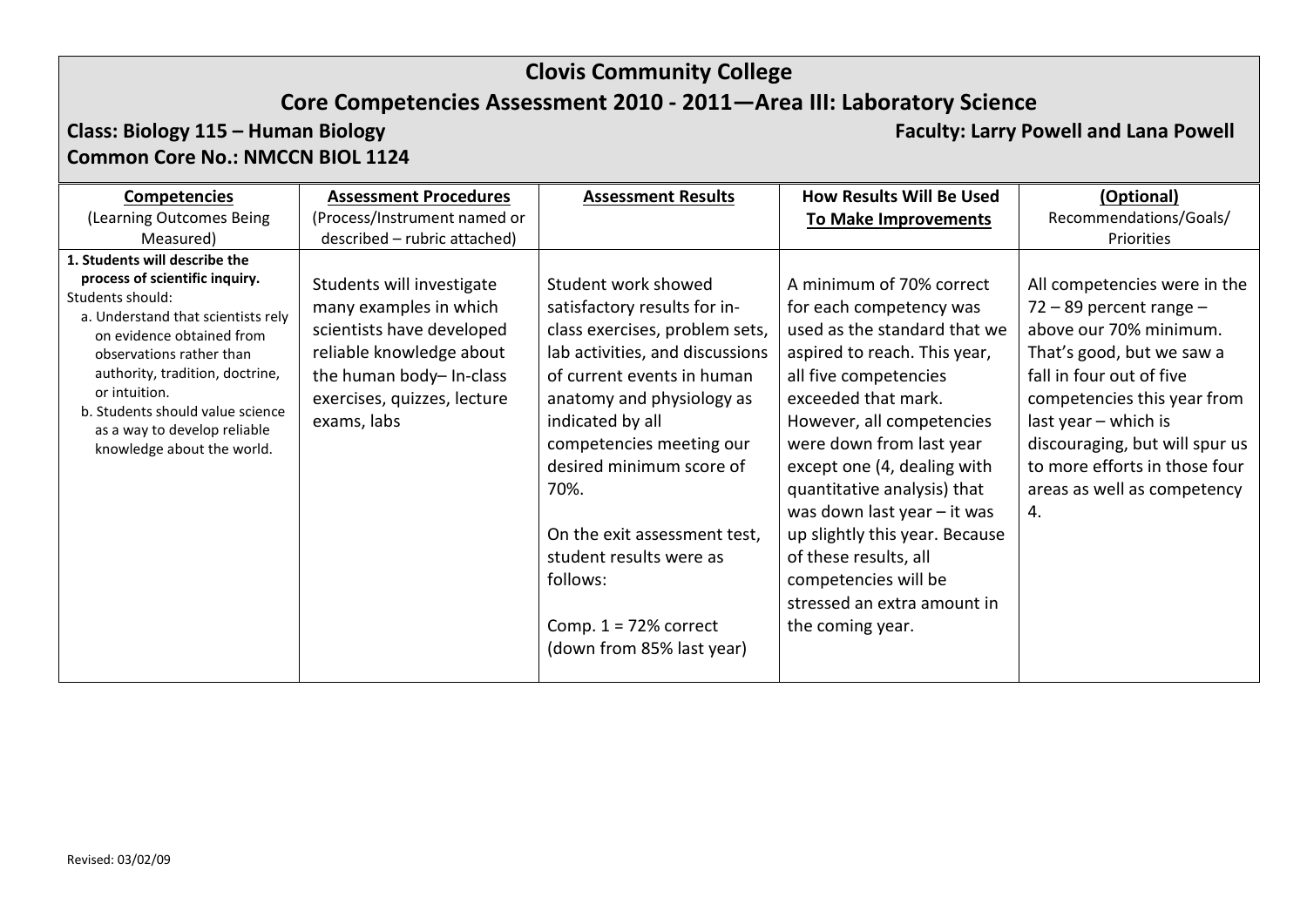# Clovis Community College

## Core Competencies Assessment 2010 - 2011—Area III: Laboratory Science

**Class: Biology 115 – Human Biology** **Faculty: Larry Powell and Lana Powell**

**Common Core No.: NMCCN BIOL 1124**

| **Competencies** (Learning Outcomes Being Measured) | **Assessment Procedures** (Process/Instrument named or described – rubric attached) | **Assessment Results** | **How Results Will Be Used To Make Improvements** | **(Optional)** Recommendations/Goals/ Priorities |
|---|---|---|---|---|
| **1. Students will describe the process of scientific inquiry.** Students should: a. Understand that scientists rely on evidence obtained from observations rather than authority, tradition, doctrine, or intuition. b. Students should value science as a way to develop reliable knowledge about the world. | Students will investigate many examples in which scientists have developed reliable knowledge about the human body– In-class exercises, quizzes, lecture exams, labs | Student work showed satisfactory results for in-class exercises, problem sets, lab activities, and discussions of current events in human anatomy and physiology as indicated by all competencies meeting our desired minimum score of 70%.<br><br>On the exit assessment test, student results were as follows:<br><br>Comp. 1 = 72% correct (down from 85% last year) | A minimum of 70% correct for each competency was used as the standard that we aspired to reach. This year, all five competencies exceeded that mark. However, all competencies were down from last year except one (4, dealing with quantitative analysis) that was down last year – it was up slightly this year. Because of these results, all competencies will be stressed an extra amount in the coming year. | All competencies were in the 72 – 89 percent range – above our 70% minimum. That's good, but we saw a fall in four out of five competencies this year from last year – which is discouraging, but will spur us to more efforts in those four areas as well as competency 4. |

Revised: 03/02/09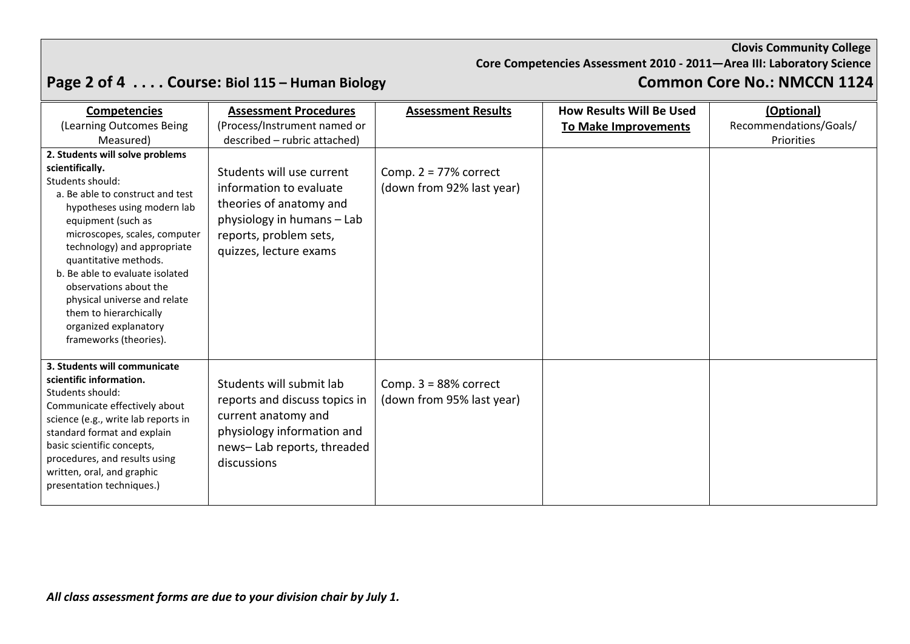**Clovis Community College**

**Core Competencies Assessment 2010 - 2011—Area III: Laboratory Science**

## Course: Biol 115 – Human Biology

## Common Core No.: NMCCN 1124

| **Competencies** (Learning Outcomes Being Measured) | **Assessment Procedures** (Process/Instrument named or described – rubric attached) | **Assessment Results** | **How Results Will Be Used To Make Improvements** | **(Optional)** Recommendations/Goals/ Priorities |
|---|---|---|---|---|
| **2. Students will solve problems scientifically.** Students should: a. Be able to construct and test hypotheses using modern lab equipment (such as microscopes, scales, computer technology) and appropriate quantitative methods. b. Be able to evaluate isolated observations about the physical universe and relate them to hierarchically organized explanatory frameworks (theories). | Students will use current information to evaluate theories of anatomy and physiology in humans – Lab reports, problem sets, quizzes, lecture exams | Comp. 2 = 77% correct (down from 92% last year) | | |
| **3. Students will communicate scientific information.** Students should: Communicate effectively about science (e.g., write lab reports in standard format and explain basic scientific concepts, procedures, and results using written, oral, and graphic presentation techniques.) | Students will submit lab reports and discuss topics in current anatomy and physiology information and news– Lab reports, threaded discussions | Comp. 3 = 88% correct (down from 95% last year) | | |

***All class assessment forms are due to your division chair by July 1.***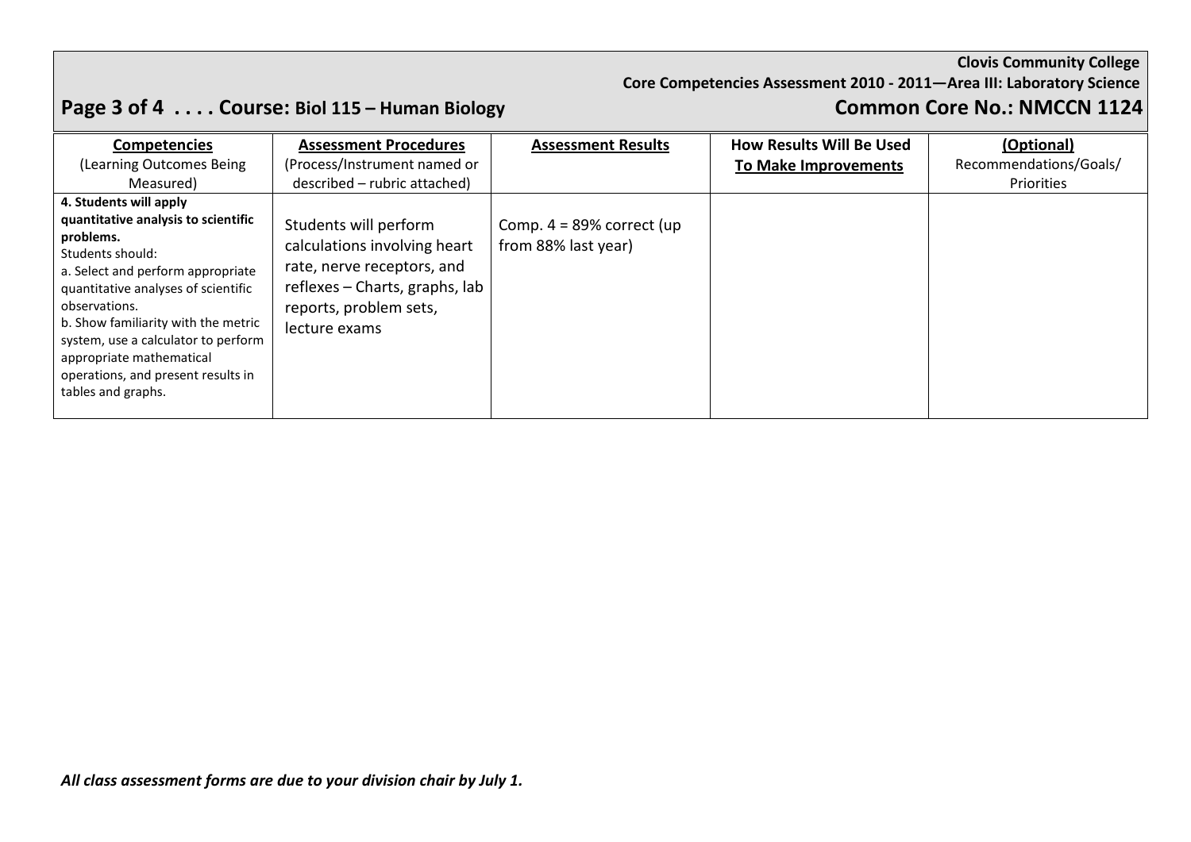**Clovis Community College**
**Core Competencies Assessment 2010 - 2011—Area III: Laboratory Science**

## Course: Biol 115 – Human Biology

**Common Core No.: NMCCN 1124**

| **Competencies** (Learning Outcomes Being Measured) | **Assessment Procedures** (Process/Instrument named or described – rubric attached) | **Assessment Results** | **How Results Will Be Used To Make Improvements** | **(Optional)** Recommendations/Goals/ Priorities |
|---|---|---|---|---|
| **4. Students will apply quantitative analysis to scientific problems.** Students should: a. Select and perform appropriate quantitative analyses of scientific observations. b. Show familiarity with the metric system, use a calculator to perform appropriate mathematical operations, and present results in tables and graphs. | Students will perform calculations involving heart rate, nerve receptors, and reflexes – Charts, graphs, lab reports, problem sets, lecture exams | Comp. 4 = 89% correct (up from 88% last year) | | |

***All class assessment forms are due to your division chair by July 1.***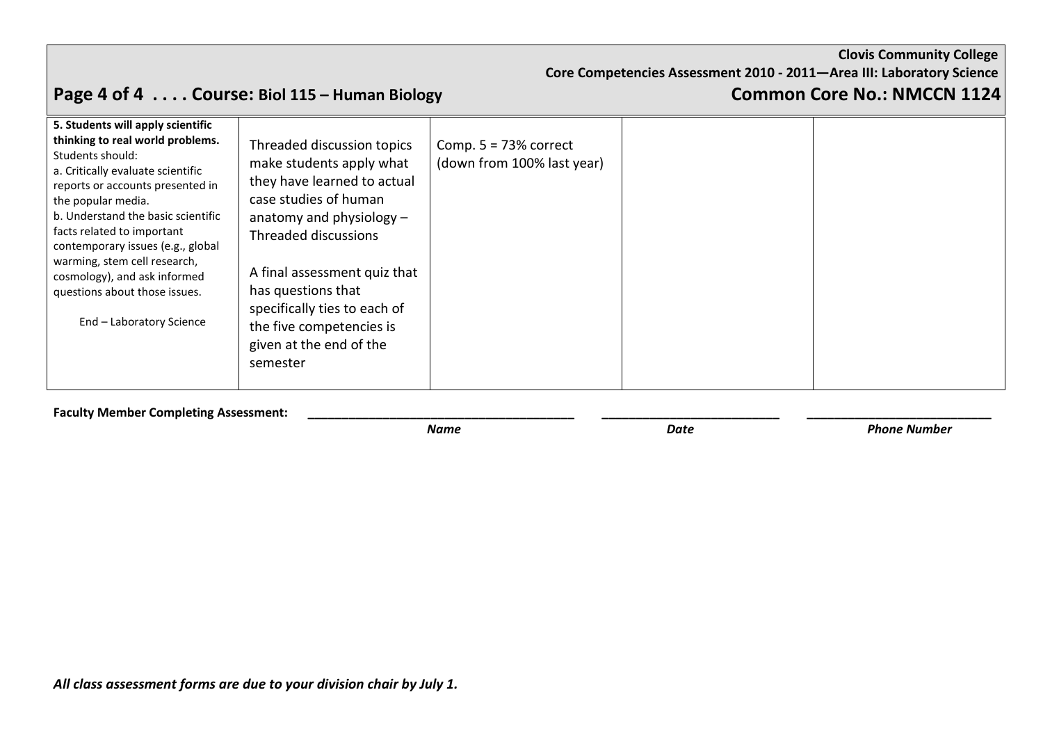| **5. Students will apply scientific thinking to real world problems.** Students should: a. Critically evaluate scientific reports or accounts presented in the popular media. b. Understand the basic scientific facts related to important contemporary issues (e.g., global warming, stem cell research, cosmology), and ask informed questions about those issues. End – Laboratory Science | Threaded discussion topics make students apply what they have learned to actual case studies of human anatomy and physiology – Threaded discussions<br><br>A final assessment quiz that has questions that specifically ties to each of the five competencies is given at the end of the semester | Comp. 5 = 73% correct (down from 100% last year) | | |
|---|---|---|---|---|

**Faculty Member Completing Assessment:** \_\_\_\_\_\_\_\_\_\_\_\_\_\_\_\_\_\_\_\_\_\_\_\_\_\_\_\_\_\_\_\_ \_\_\_\_\_\_\_\_\_\_\_\_\_\_\_\_\_\_\_\_\_\_ \_\_\_\_\_\_\_\_\_\_\_\_\_\_\_\_\_\_\_\_\_\_

*Name* *Date* *Phone Number*

***All class assessment forms are due to your division chair by July 1.***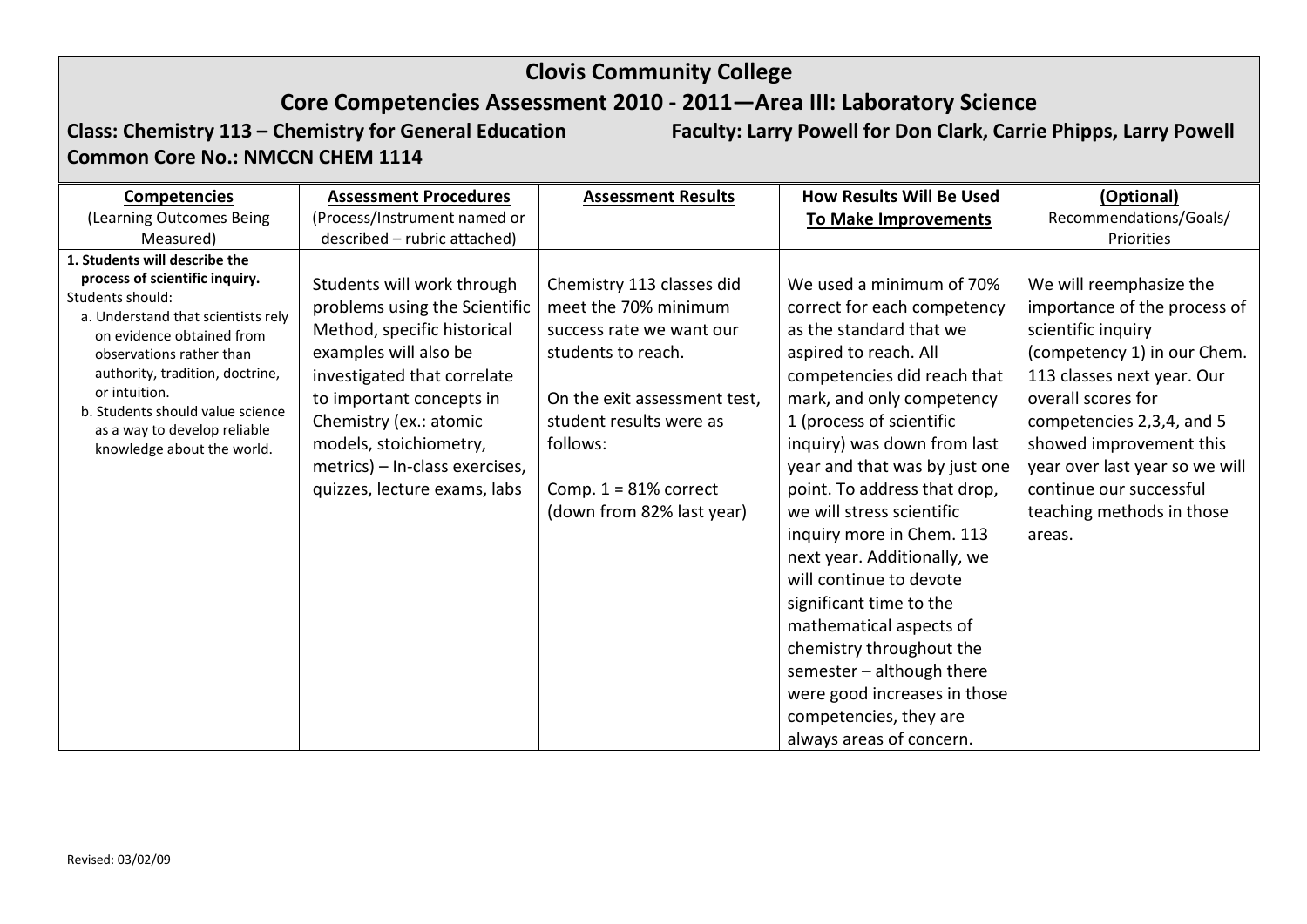# Clovis Community College

## Core Competencies Assessment 2010 - 2011—Area III: Laboratory Science

**Class: Chemistry 113 – Chemistry for General Education** **Faculty: Larry Powell for Don Clark, Carrie Phipps, Larry Powell**

**Common Core No.: NMCCN CHEM 1114**

| **Competencies** (Learning Outcomes Being Measured) | **Assessment Procedures** (Process/Instrument named or described – rubric attached) | **Assessment Results** | **How Results Will Be Used To Make Improvements** | **(Optional)** Recommendations/Goals/ Priorities |
|---|---|---|---|---|
| **1. Students will describe the process of scientific inquiry.** Students should: a. Understand that scientists rely on evidence obtained from observations rather than authority, tradition, doctrine, or intuition. b. Students should value science as a way to develop reliable knowledge about the world. | Students will work through problems using the Scientific Method, specific historical examples will also be investigated that correlate to important concepts in Chemistry (ex.: atomic models, stoichiometry, metrics) – In-class exercises, quizzes, lecture exams, labs | Chemistry 113 classes did meet the 70% minimum success rate we want our students to reach. On the exit assessment test, student results were as follows: Comp. 1 = 81% correct (down from 82% last year) | We used a minimum of 70% correct for each competency as the standard that we aspired to reach. All competencies did reach that mark, and only competency 1 (process of scientific inquiry) was down from last year and that was by just one point. To address that drop, we will stress scientific inquiry more in Chem. 113 next year. Additionally, we will continue to devote significant time to the mathematical aspects of chemistry throughout the semester – although there were good increases in those competencies, they are always areas of concern. | We will reemphasize the importance of the process of scientific inquiry (competency 1) in our Chem. 113 classes next year. Our overall scores for competencies 2,3,4, and 5 showed improvement this year over last year so we will continue our successful teaching methods in those areas. |

Revised: 03/02/09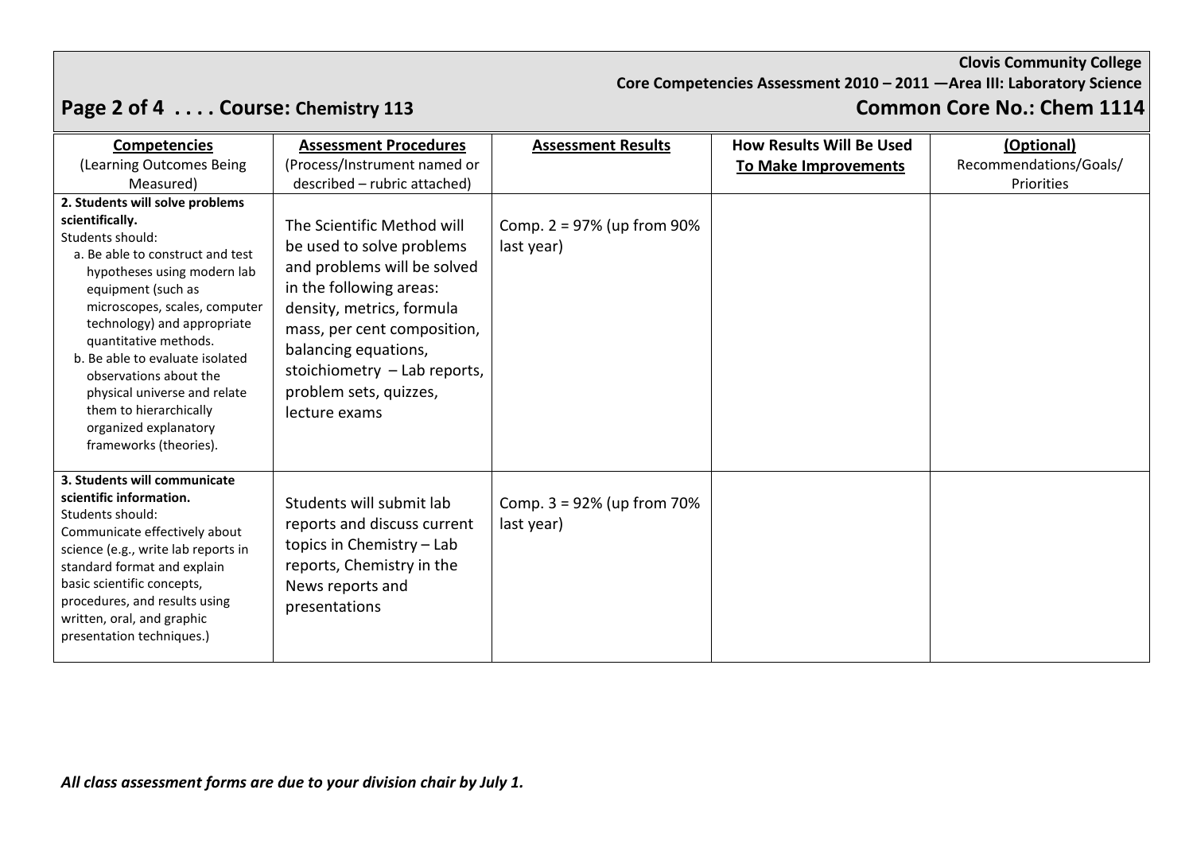**Clovis Community College**

**Core Competencies Assessment 2010 – 2011 —Area III: Laboratory Science**

## Page 2 of 4 . . . . Course: Chemistry 113 — Common Core No.: Chem 1114

| **Competencies** (Learning Outcomes Being Measured) | **Assessment Procedures** (Process/Instrument named or described – rubric attached) | **Assessment Results** | **How Results Will Be Used To Make Improvements** | **(Optional)** Recommendations/Goals/ Priorities |
|---|---|---|---|---|
| **2. Students will solve problems scientifically.** Students should: a. Be able to construct and test hypotheses using modern lab equipment (such as microscopes, scales, computer technology) and appropriate quantitative methods. b. Be able to evaluate isolated observations about the physical universe and relate them to hierarchically organized explanatory frameworks (theories). | The Scientific Method will be used to solve problems and problems will be solved in the following areas: density, metrics, formula mass, per cent composition, balancing equations, stoichiometry – Lab reports, problem sets, quizzes, lecture exams | Comp. 2 = 97% (up from 90% last year) | | |
| **3. Students will communicate scientific information.** Students should: Communicate effectively about science (e.g., write lab reports in standard format and explain basic scientific concepts, procedures, and results using written, oral, and graphic presentation techniques.) | Students will submit lab reports and discuss current topics in Chemistry – Lab reports, Chemistry in the News reports and presentations | Comp. 3 = 92% (up from 70% last year) | | |

*All class assessment forms are due to your division chair by July 1.*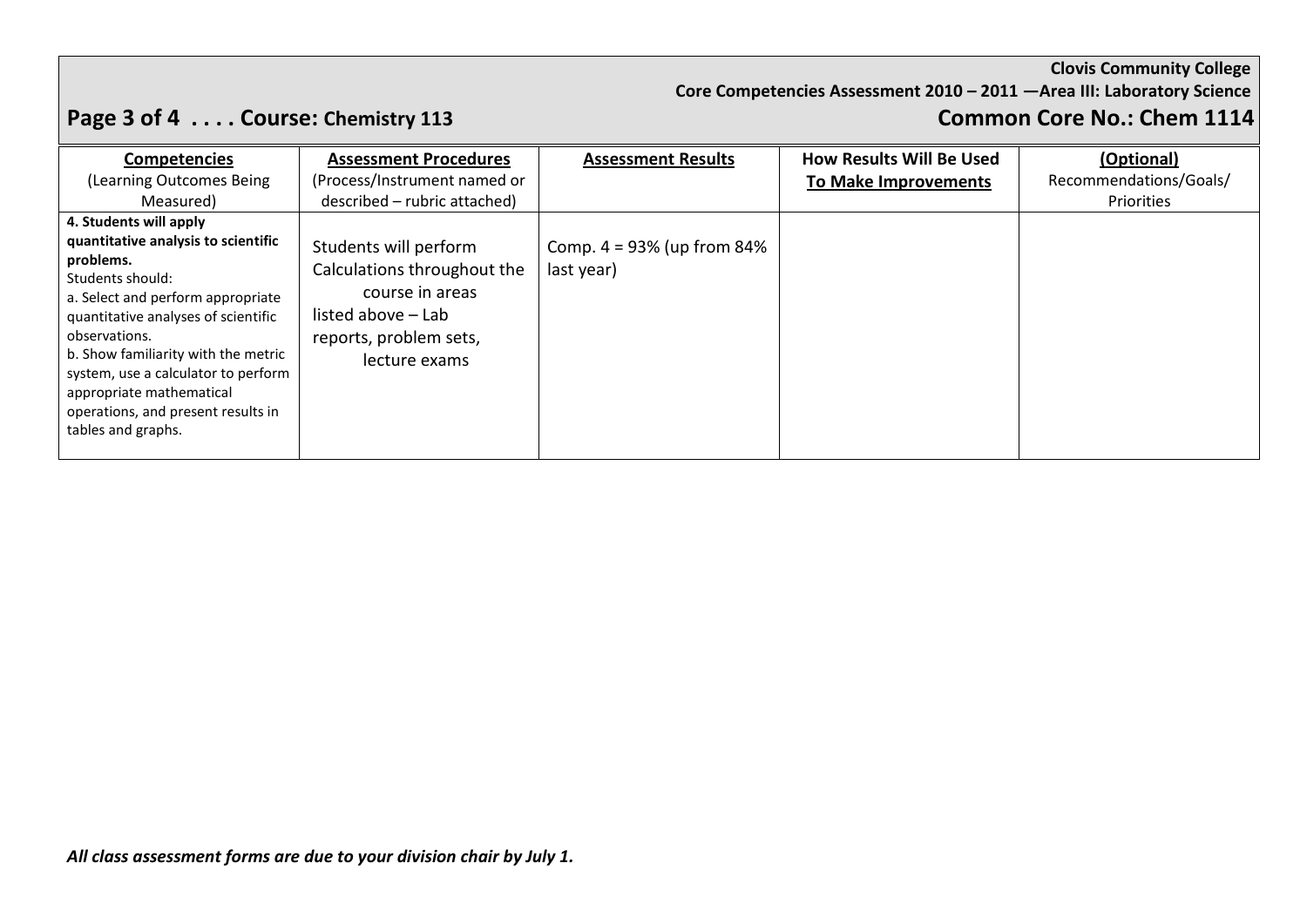**Clovis Community College**
**Core Competencies Assessment 2010 – 2011 —Area III: Laboratory Science**

**Course: Chemistry 113** | **Common Core No.: Chem 1114**

| **Competencies** (Learning Outcomes Being Measured) | **Assessment Procedures** (Process/Instrument named or described – rubric attached) | **Assessment Results** | **How Results Will Be Used To Make Improvements** | **(Optional)** Recommendations/Goals/ Priorities |
|---|---|---|---|---|
| **4. Students will apply quantitative analysis to scientific problems.** Students should: a. Select and perform appropriate quantitative analyses of scientific observations. b. Show familiarity with the metric system, use a calculator to perform appropriate mathematical operations, and present results in tables and graphs. | Students will perform Calculations throughout the course in areas listed above – Lab reports, problem sets, lecture exams | Comp. 4 = 93% (up from 84% last year) | | |

***All class assessment forms are due to your division chair by July 1.***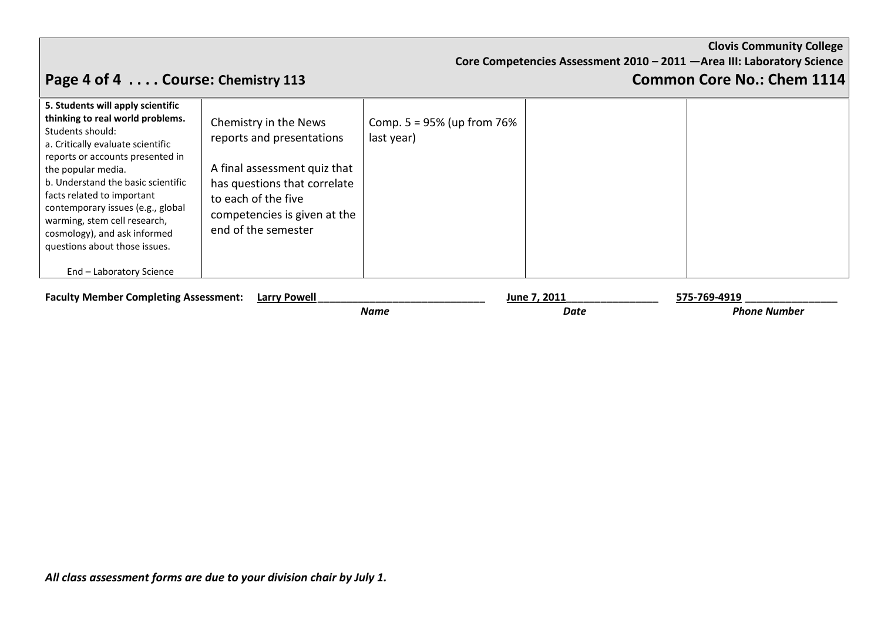**Clovis Community College**

**Core Competencies Assessment 2010 – 2011 —Area III: Laboratory Science**

## Page 4 of 4 . . . . Course: Chemistry 113 — Common Core No.: Chem 1114

| | | | | |
|---|---|---|---|---|
| **5. Students will apply scientific thinking to real world problems.** Students should:<br>a. Critically evaluate scientific reports or accounts presented in the popular media.<br>b. Understand the basic scientific facts related to important contemporary issues (e.g., global warming, stem cell research, cosmology), and ask informed questions about those issues.<br><br>End – Laboratory Science | Chemistry in the News reports and presentations<br><br>A final assessment quiz that has questions that correlate to each of the five competencies is given at the end of the semester | Comp. 5 = 95% (up from 76% last year) | | |

**Faculty Member Completing Assessment:** Larry Powell (*Name*) June 7, 2011 (*Date*) 575-769-4919 (*Phone Number*)

***All class assessment forms are due to your division chair by July 1.***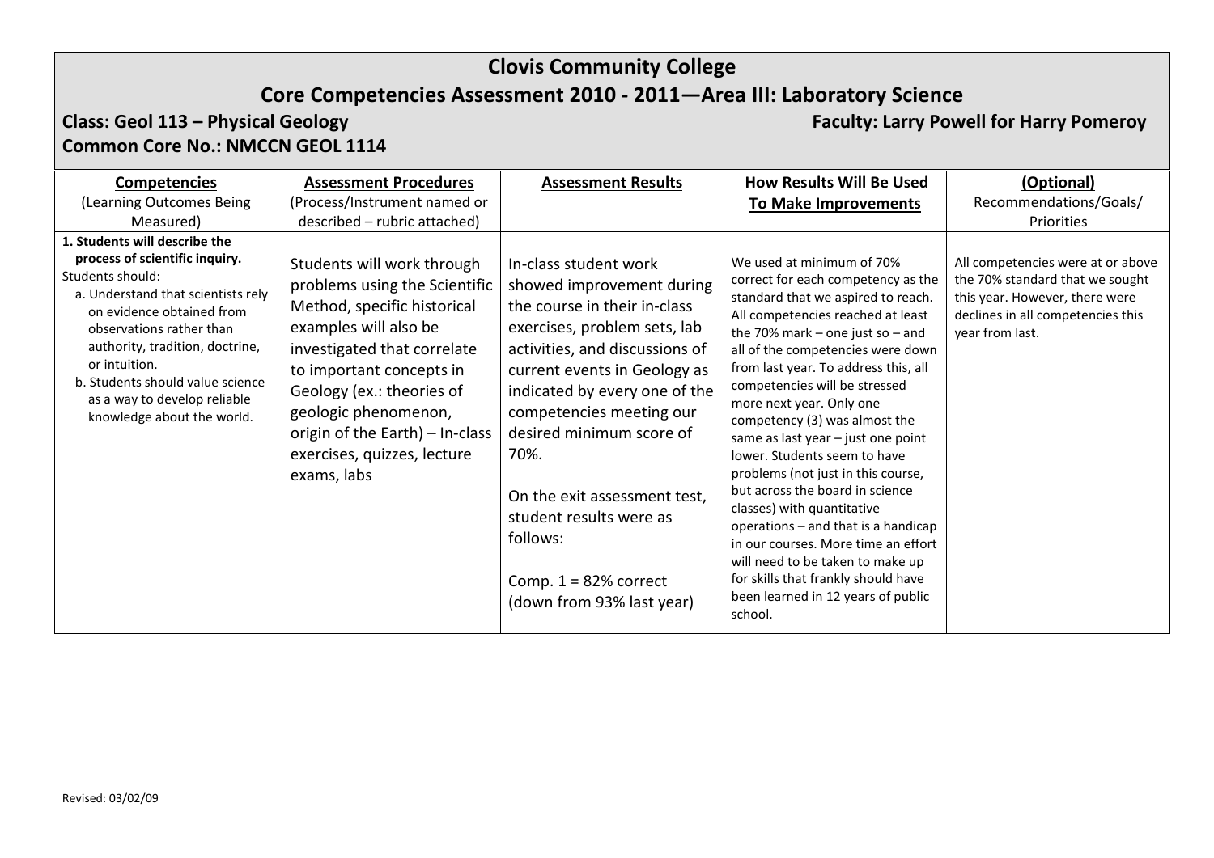# Clovis Community College

## Core Competencies Assessment 2010 - 2011—Area III: Laboratory Science

**Class: Geol 113 – Physical Geology** **Faculty: Larry Powell for Harry Pomeroy**

**Common Core No.: NMCCN GEOL 1114**

| **Competencies** (Learning Outcomes Being Measured) | **Assessment Procedures** (Process/Instrument named or described – rubric attached) | **Assessment Results** | **How Results Will Be Used To Make Improvements** | **(Optional)** Recommendations/Goals/ Priorities |
|---|---|---|---|---|
| **1. Students will describe the process of scientific inquiry.** Students should: a. Understand that scientists rely on evidence obtained from observations rather than authority, tradition, doctrine, or intuition. b. Students should value science as a way to develop reliable knowledge about the world. | Students will work through problems using the Scientific Method, specific historical examples will also be investigated that correlate to important concepts in Geology (ex.: theories of geologic phenomenon, origin of the Earth) – In-class exercises, quizzes, lecture exams, labs | In-class student work showed improvement during the course in their in-class exercises, problem sets, lab activities, and discussions of current events in Geology as indicated by every one of the competencies meeting our desired minimum score of 70%. On the exit assessment test, student results were as follows: Comp. 1 = 82% correct (down from 93% last year) | We used at minimum of 70% correct for each competency as the standard that we aspired to reach. All competencies reached at least the 70% mark – one just so – and all of the competencies were down from last year. To address this, all competencies will be stressed more next year. Only one competency (3) was almost the same as last year – just one point lower. Students seem to have problems (not just in this course, but across the board in science classes) with quantitative operations – and that is a handicap in our courses. More time an effort will need to be taken to make up for skills that frankly should have been learned in 12 years of public school. | All competencies were at or above the 70% standard that we sought this year. However, there were declines in all competencies this year from last. |

Revised: 03/02/09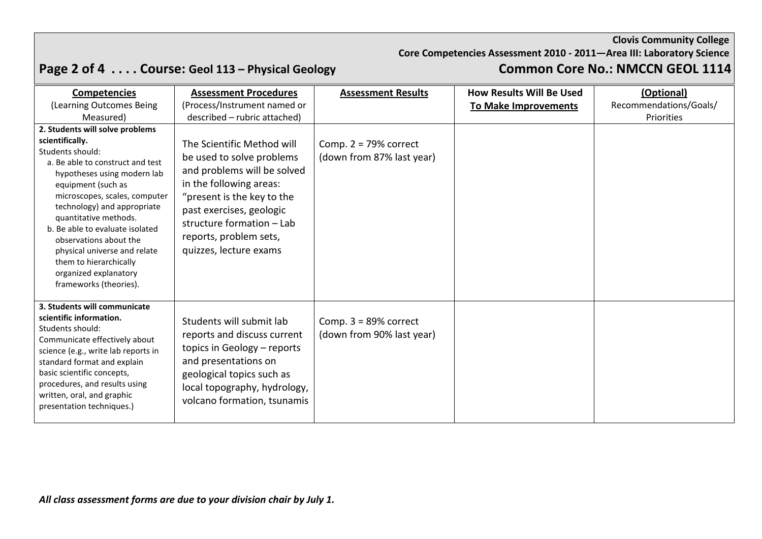**Clovis Community College**
**Core Competencies Assessment 2010 - 2011—Area III: Laboratory Science**

**Page 2 of 4 . . . . Course: Geol 113 – Physical Geology** **Common Core No.: NMCCN GEOL 1114**

| **Competencies** (Learning Outcomes Being Measured) | **Assessment Procedures** (Process/Instrument named or described – rubric attached) | **Assessment Results** | **How Results Will Be Used To Make Improvements** | **(Optional)** Recommendations/Goals/ Priorities |
|---|---|---|---|---|
| **2. Students will solve problems scientifically.** Students should: a. Be able to construct and test hypotheses using modern lab equipment (such as microscopes, scales, computer technology) and appropriate quantitative methods. b. Be able to evaluate isolated observations about the physical universe and relate them to hierarchically organized explanatory frameworks (theories). | The Scientific Method will be used to solve problems and problems will be solved in the following areas: "present is the key to the past exercises, geologic structure formation – Lab reports, problem sets, quizzes, lecture exams | Comp. 2 = 79% correct (down from 87% last year) | | |
| **3. Students will communicate scientific information.** Students should: Communicate effectively about science (e.g., write lab reports in standard format and explain basic scientific concepts, procedures, and results using written, oral, and graphic presentation techniques.) | Students will submit lab reports and discuss current topics in Geology – reports and presentations on geological topics such as local topography, hydrology, volcano formation, tsunamis | Comp. 3 = 89% correct (down from 90% last year) | | |

***All class assessment forms are due to your division chair by July 1.***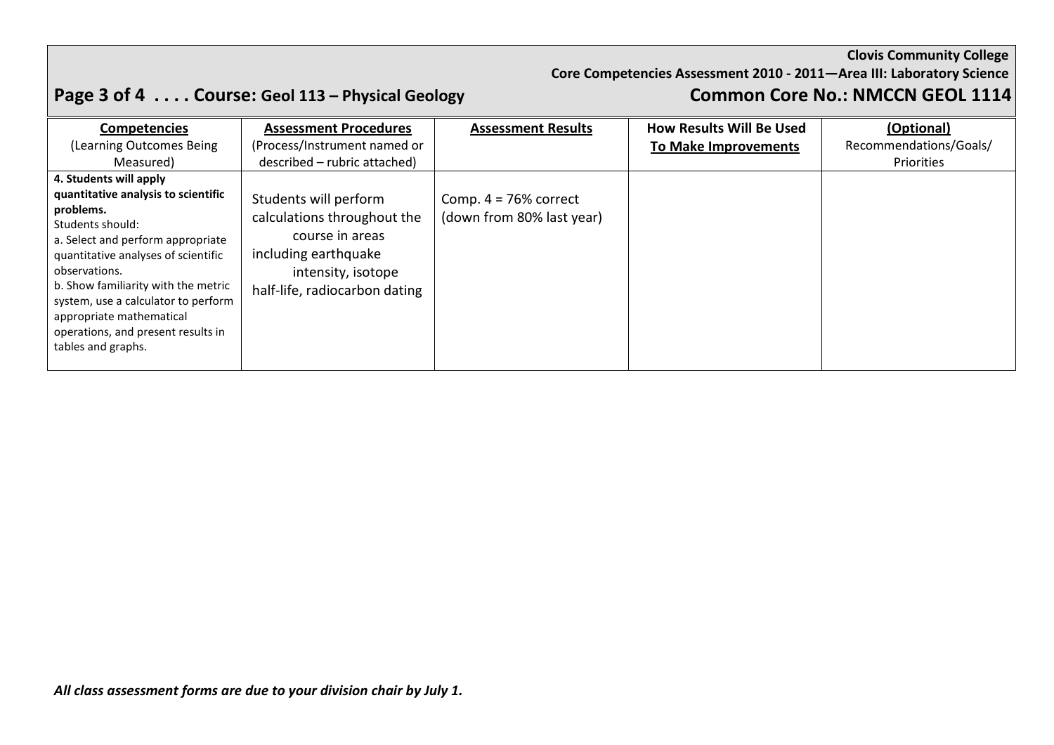**Clovis Community College**
**Core Competencies Assessment 2010 - 2011—Area III: Laboratory Science**

## Page 3 of 4 . . . . Course: Geol 113 – Physical Geology — Common Core No.: NMCCN GEOL 1114

| **Competencies** (Learning Outcomes Being Measured) | **Assessment Procedures** (Process/Instrument named or described – rubric attached) | **Assessment Results** | **How Results Will Be Used To Make Improvements** | **(Optional)** Recommendations/Goals/ Priorities |
|---|---|---|---|---|
| **4. Students will apply quantitative analysis to scientific problems.** Students should: a. Select and perform appropriate quantitative analyses of scientific observations. b. Show familiarity with the metric system, use a calculator to perform appropriate mathematical operations, and present results in tables and graphs. | Students will perform calculations throughout the course in areas including earthquake intensity, isotope half-life, radiocarbon dating | Comp. 4 = 76% correct (down from 80% last year) | | |

***All class assessment forms are due to your division chair by July 1.***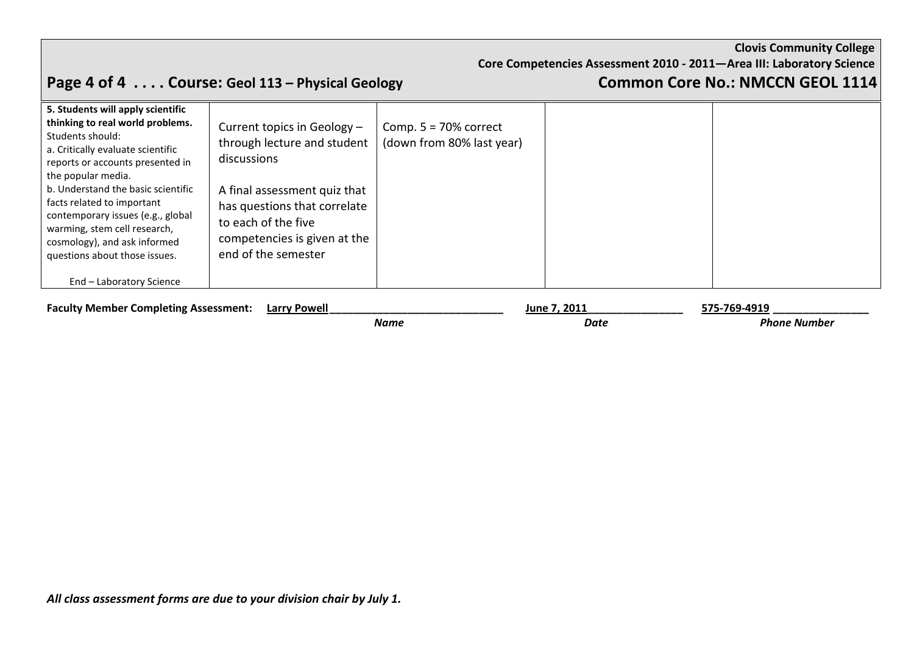**Clovis Community College**
**Core Competencies Assessment 2010 - 2011—Area III: Laboratory Science**

## Page 4 of 4 . . . . Course: Geol 113 – Physical Geology — Common Core No.: NMCCN GEOL 1114

| | | | | |
|---|---|---|---|---|
| **5. Students will apply scientific thinking to real world problems.** Students should: a. Critically evaluate scientific reports or accounts presented in the popular media. b. Understand the basic scientific facts related to important contemporary issues (e.g., global warming, stem cell research, cosmology), and ask informed questions about those issues. End – Laboratory Science | Current topics in Geology – through lecture and student discussions<br><br>A final assessment quiz that has questions that correlate to each of the five competencies is given at the end of the semester | Comp. 5 = 70% correct (down from 80% last year) | | |

**Faculty Member Completing Assessment:** Larry Powell (*Name*) — June 7, 2011 (*Date*) — 575-769-4919 (*Phone Number*)

***All class assessment forms are due to your division chair by July 1.***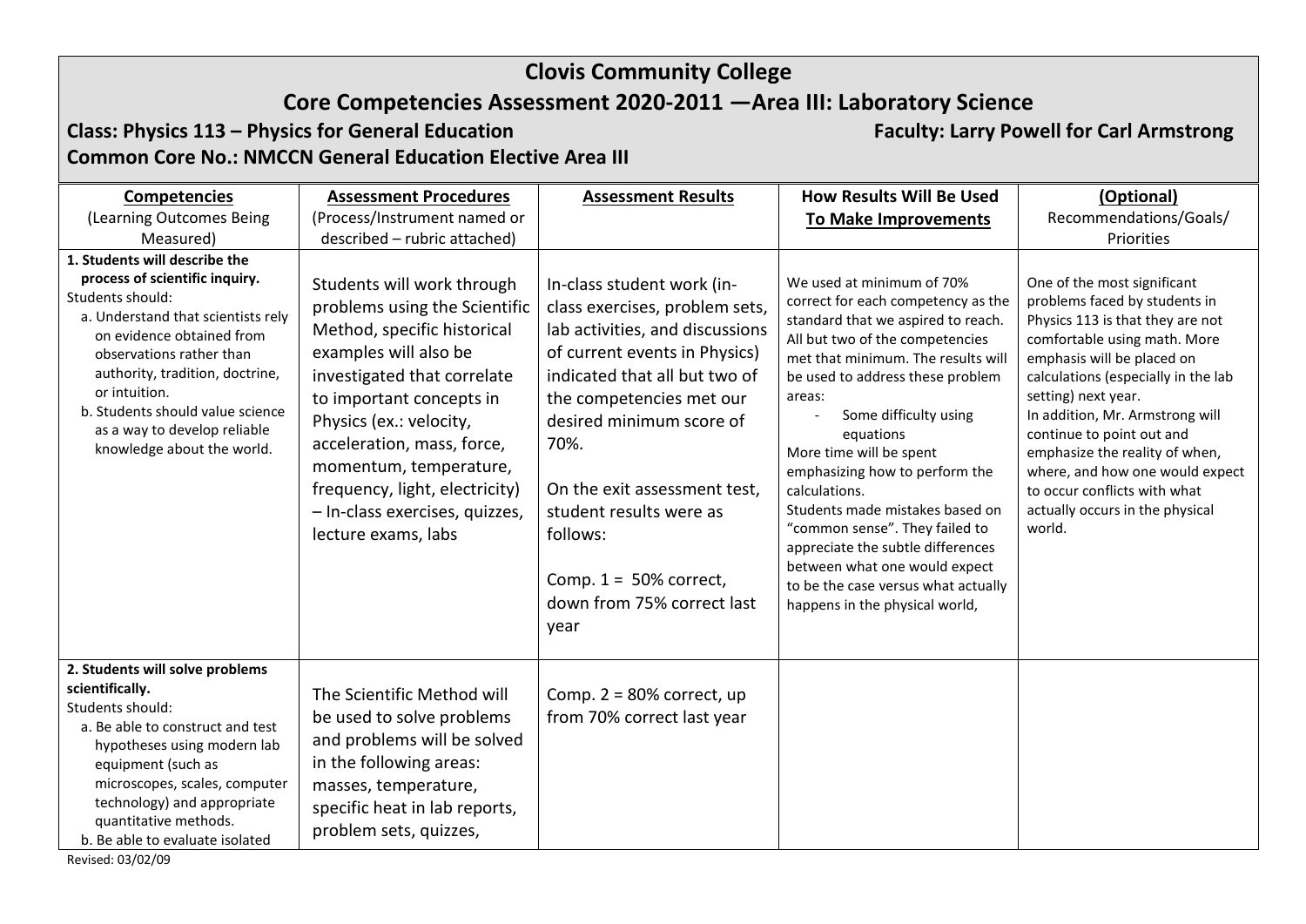# Clovis Community College

## Core Competencies Assessment 2020-2011 —Area III: Laboratory Science

**Class: Physics 113 – Physics for General Education** **Faculty: Larry Powell for Carl Armstrong**

**Common Core No.: NMCCN General Education Elective Area III**

| **Competencies** (Learning Outcomes Being Measured) | **Assessment Procedures** (Process/Instrument named or described – rubric attached) | **Assessment Results** | **How Results Will Be Used To Make Improvements** | **(Optional)** Recommendations/Goals/ Priorities |
|---|---|---|---|---|
| **1. Students will describe the process of scientific inquiry.** Students should: a. Understand that scientists rely on evidence obtained from observations rather than authority, tradition, doctrine, or intuition. b. Students should value science as a way to develop reliable knowledge about the world. | Students will work through problems using the Scientific Method, specific historical examples will also be investigated that correlate to important concepts in Physics (ex.: velocity, acceleration, mass, force, momentum, temperature, frequency, light, electricity) – In-class exercises, quizzes, lecture exams, labs | In-class student work (in-class exercises, problem sets, lab activities, and discussions of current events in Physics) indicated that all but two of the competencies met our desired minimum score of 70%. On the exit assessment test, student results were as follows: Comp. 1 = 50% correct, down from 75% correct last year | We used at minimum of 70% correct for each competency as the standard that we aspired to reach. All but two of the competencies met that minimum. The results will be used to address these problem areas: - Some difficulty using equations More time will be spent emphasizing how to perform the calculations. Students made mistakes based on "common sense". They failed to appreciate the subtle differences between what one would expect to be the case versus what actually happens in the physical world, | One of the most significant problems faced by students in Physics 113 is that they are not comfortable using math. More emphasis will be placed on calculations (especially in the lab setting) next year. In addition, Mr. Armstrong will continue to point out and emphasize the reality of when, where, and how one would expect to occur conflicts with what actually occurs in the physical world. |
| **2. Students will solve problems scientifically.** Students should: a. Be able to construct and test hypotheses using modern lab equipment (such as microscopes, scales, computer technology) and appropriate quantitative methods. b. Be able to evaluate isolated | The Scientific Method will be used to solve problems and problems will be solved in the following areas: masses, temperature, specific heat in lab reports, problem sets, quizzes, | Comp. 2 = 80% correct, up from 70% correct last year | | |

Revised: 03/02/09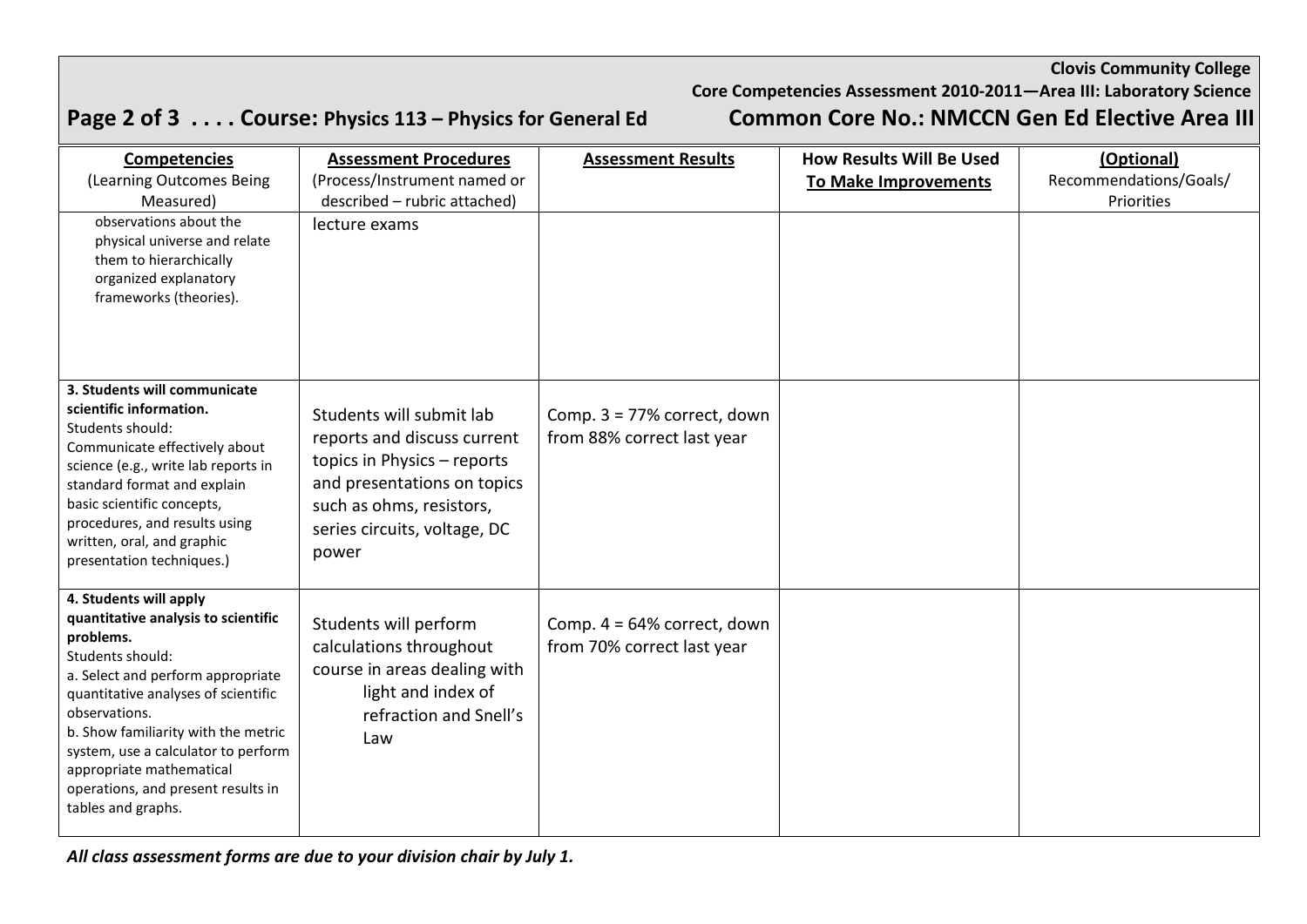**Clovis Community College**
**Core Competencies Assessment 2010-2011—Area III: Laboratory Science**

**Page 2 of 3 . . . . Course: Physics 113 – Physics for General Ed** **Common Core No.: NMCCN Gen Ed Elective Area III**

| **Competencies** (Learning Outcomes Being Measured) | **Assessment Procedures** (Process/Instrument named or described – rubric attached) | **Assessment Results** | **How Results Will Be Used To Make Improvements** | **(Optional)** Recommendations/Goals/ Priorities |
|---|---|---|---|---|
| observations about the physical universe and relate them to hierarchically organized explanatory frameworks (theories). | lecture exams | | | |
| **3. Students will communicate scientific information.** Students should: Communicate effectively about science (e.g., write lab reports in standard format and explain basic scientific concepts, procedures, and results using written, oral, and graphic presentation techniques.) | Students will submit lab reports and discuss current topics in Physics – reports and presentations on topics such as ohms, resistors, series circuits, voltage, DC power | Comp. 3 = 77% correct, down from 88% correct last year | | |
| **4. Students will apply quantitative analysis to scientific problems.** Students should: a. Select and perform appropriate quantitative analyses of scientific observations. b. Show familiarity with the metric system, use a calculator to perform appropriate mathematical operations, and present results in tables and graphs. | Students will perform calculations throughout course in areas dealing with light and index of refraction and Snell's Law | Comp. 4 = 64% correct, down from 70% correct last year | | |

***All class assessment forms are due to your division chair by July 1.***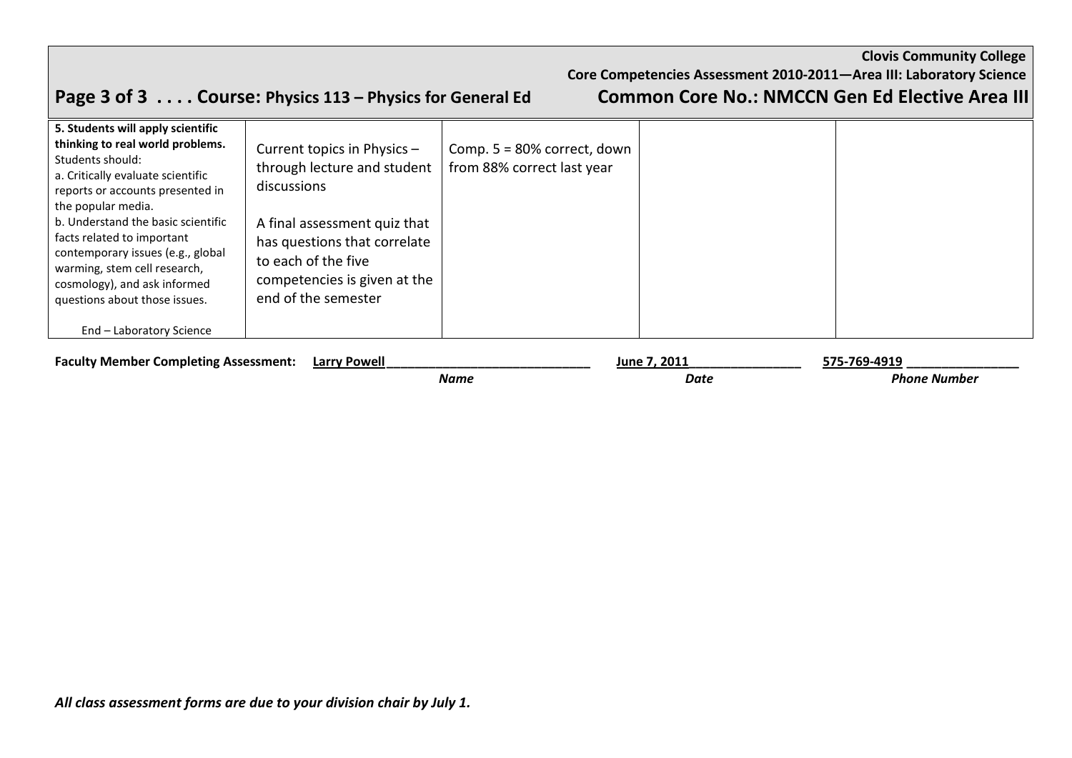**Clovis Community College**
**Core Competencies Assessment 2010-2011—Area III: Laboratory Science**

## Page 3 of 3 . . . . Course: Physics 113 – Physics for General Ed — Common Core No.: NMCCN Gen Ed Elective Area III

| | | | | |
|---|---|---|---|---|
| **5. Students will apply scientific thinking to real world problems.** Students should:<br>a. Critically evaluate scientific reports or accounts presented in the popular media.<br>b. Understand the basic scientific facts related to important contemporary issues (e.g., global warming, stem cell research, cosmology), and ask informed questions about those issues.<br><br>End – Laboratory Science | Current topics in Physics – through lecture and student discussions<br><br>A final assessment quiz that has questions that correlate to each of the five competencies is given at the end of the semester | Comp. 5 = 80% correct, down from 88% correct last year | | |

**Faculty Member Completing Assessment:** Larry Powell ____________ June 7, 2011 ____________ 575-769-4919 ____________

*Name* *Date* *Phone Number*

***All class assessment forms are due to your division chair by July 1.***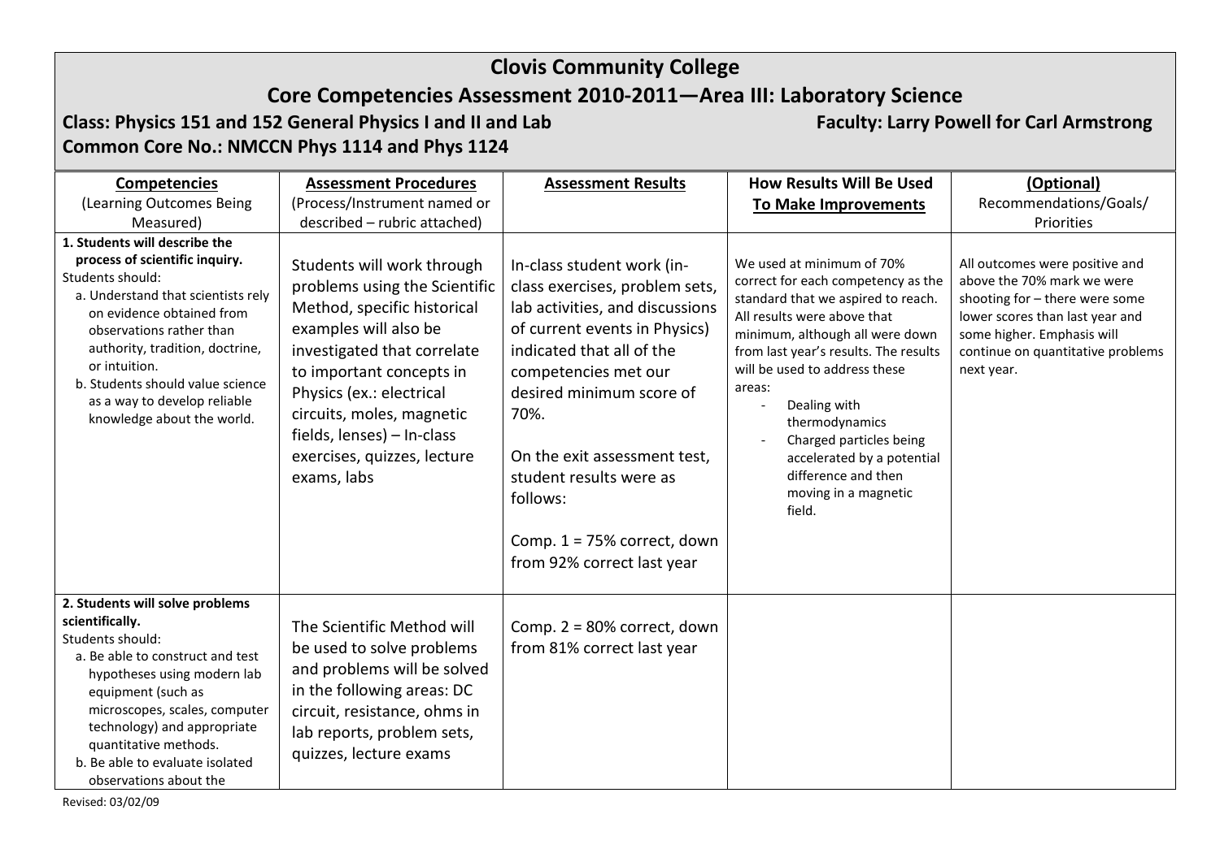# Clovis Community College

## Core Competencies Assessment 2010-2011—Area III: Laboratory Science

**Class: Physics 151 and 152 General Physics I and II and Lab** **Faculty: Larry Powell for Carl Armstrong**

**Common Core No.: NMCCN Phys 1114 and Phys 1124**

| **Competencies** (Learning Outcomes Being Measured) | **Assessment Procedures** (Process/Instrument named or described – rubric attached) | **Assessment Results** | **How Results Will Be Used To Make Improvements** | **(Optional)** Recommendations/Goals/ Priorities |
|---|---|---|---|---|
| **1. Students will describe the process of scientific inquiry.**<br>Students should:<br>a. Understand that scientists rely on evidence obtained from observations rather than authority, tradition, doctrine, or intuition.<br>b. Students should value science as a way to develop reliable knowledge about the world. | Students will work through problems using the Scientific Method, specific historical examples will also be investigated that correlate to important concepts in Physics (ex.: electrical circuits, moles, magnetic fields, lenses) – In-class exercises, quizzes, lecture exams, labs | In-class student work (in-class exercises, problem sets, lab activities, and discussions of current events in Physics) indicated that all of the competencies met our desired minimum score of 70%.<br><br>On the exit assessment test, student results were as follows:<br><br>Comp. 1 = 75% correct, down from 92% correct last year | We used at minimum of 70% correct for each competency as the standard that we aspired to reach. All results were above that minimum, although all were down from last year's results. The results will be used to address these areas:<br>- Dealing with thermodynamics<br>- Charged particles being accelerated by a potential difference and then moving in a magnetic field. | All outcomes were positive and above the 70% mark we were shooting for – there were some lower scores than last year and some higher. Emphasis will continue on quantitative problems next year. |
| **2. Students will solve problems scientifically.**<br>Students should:<br>a. Be able to construct and test hypotheses using modern lab equipment (such as microscopes, scales, computer technology) and appropriate quantitative methods.<br>b. Be able to evaluate isolated observations about the | The Scientific Method will be used to solve problems and problems will be solved in the following areas: DC circuit, resistance, ohms in lab reports, problem sets, quizzes, lecture exams | Comp. 2 = 80% correct, down from 81% correct last year | | |

Revised: 03/02/09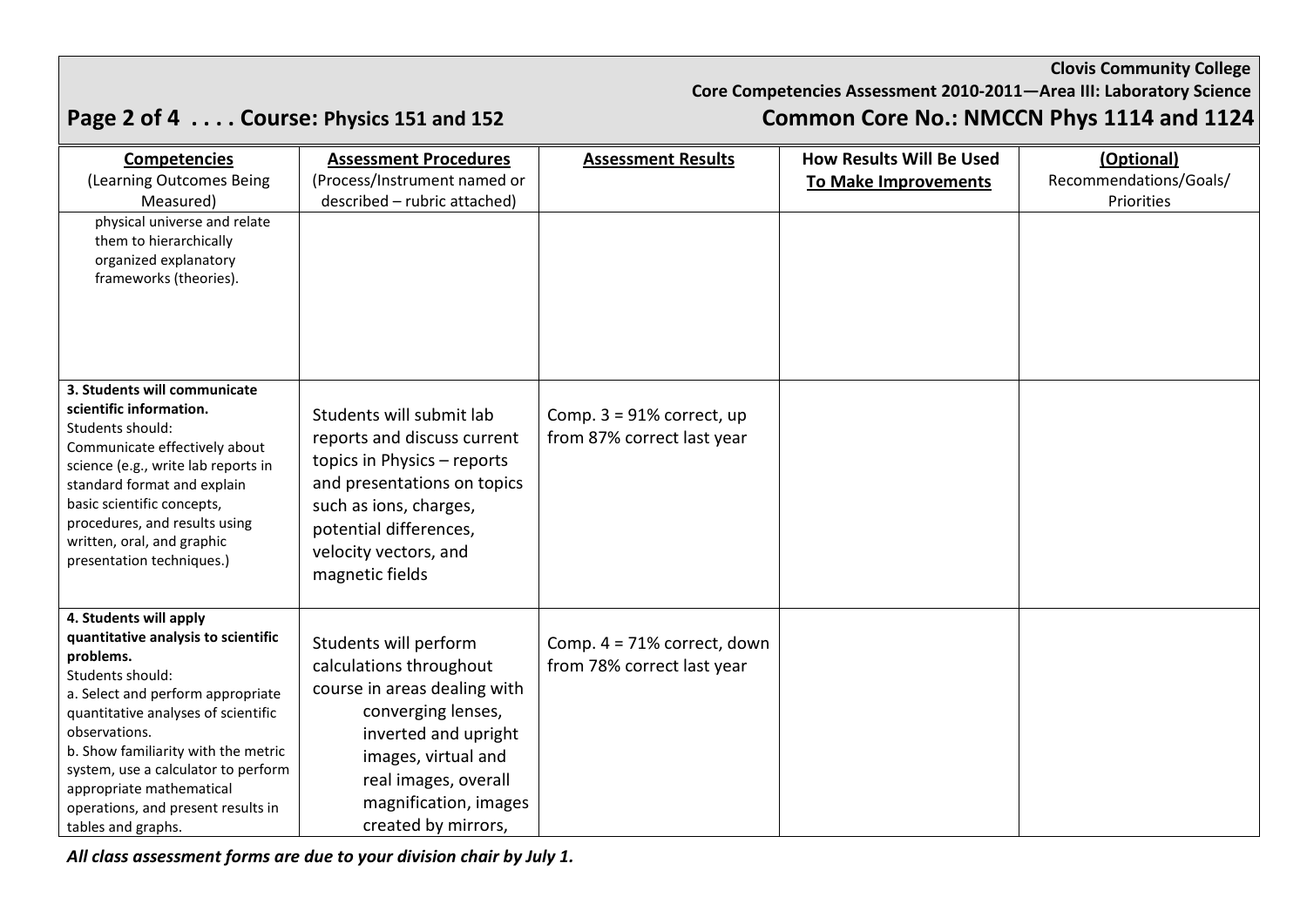**Clovis Community College**
**Core Competencies Assessment 2010-2011—Area III: Laboratory Science**

## Course: Physics 151 and 152 — Common Core No.: NMCCN Phys 1114 and 1124

| **Competencies** (Learning Outcomes Being Measured) | **Assessment Procedures** (Process/Instrument named or described – rubric attached) | **Assessment Results** | **How Results Will Be Used To Make Improvements** | **(Optional)** Recommendations/Goals/ Priorities |
|---|---|---|---|---|
| physical universe and relate them to hierarchically organized explanatory frameworks (theories). | | | | |
| **3. Students will communicate scientific information.** Students should: Communicate effectively about science (e.g., write lab reports in standard format and explain basic scientific concepts, procedures, and results using written, oral, and graphic presentation techniques.) | Students will submit lab reports and discuss current topics in Physics – reports and presentations on topics such as ions, charges, potential differences, velocity vectors, and magnetic fields | Comp. 3 = 91% correct, up from 87% correct last year | | |
| **4. Students will apply quantitative analysis to scientific problems.** Students should: a. Select and perform appropriate quantitative analyses of scientific observations. b. Show familiarity with the metric system, use a calculator to perform appropriate mathematical operations, and present results in tables and graphs. | Students will perform calculations throughout course in areas dealing with converging lenses, inverted and upright images, virtual and real images, overall magnification, images created by mirrors, | Comp. 4 = 71% correct, down from 78% correct last year | | |

*All class assessment forms are due to your division chair by July 1.*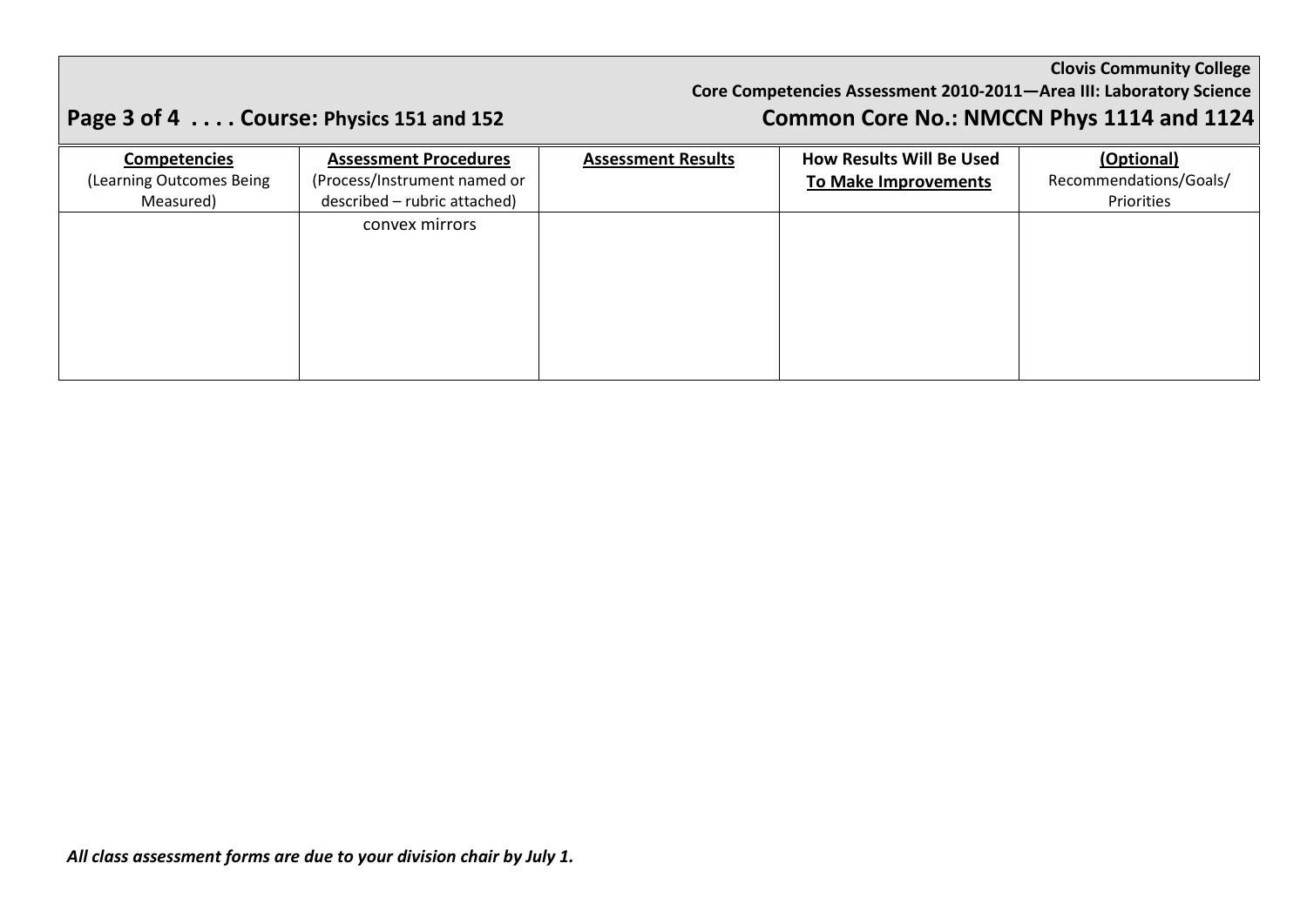**Clovis Community College**

**Core Competencies Assessment 2010-2011—Area III: Laboratory Science**

**Page 3 of 4 . . . . Course: Physics 151 and 152** **Common Core No.: NMCCN Phys 1114 and 1124**

| **Competencies** (Learning Outcomes Being Measured) | **Assessment Procedures** (Process/Instrument named or described – rubric attached) | **Assessment Results** | **How Results Will Be Used To Make Improvements** | **(Optional)** Recommendations/Goals/ Priorities |
|---|---|---|---|---|
| | convex mirrors | | | |

***All class assessment forms are due to your division chair by July 1.***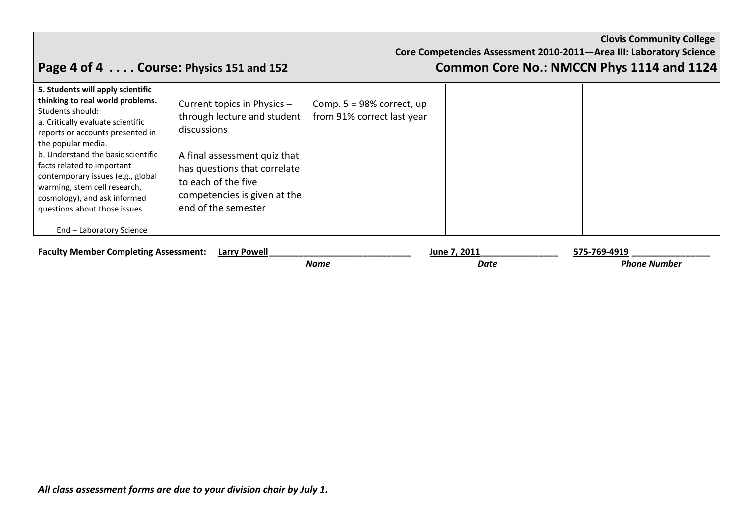| | | | | |
|---|---|---|---|---|
| **5. Students will apply scientific thinking to real world problems.** Students should:<br>a. Critically evaluate scientific reports or accounts presented in the popular media.<br>b. Understand the basic scientific facts related to important contemporary issues (e.g., global warming, stem cell research, cosmology), and ask informed questions about those issues.<br><br>End – Laboratory Science | Current topics in Physics – through lecture and student discussions<br><br>A final assessment quiz that has questions that correlate to each of the five competencies is given at the end of the semester | Comp. 5 = 98% correct, up from 91% correct last year | | |

**Faculty Member Completing Assessment:** Larry Powell (*Name*) — June 7, 2011 (*Date*) — 575-769-4919 (*Phone Number*)

***All class assessment forms are due to your division chair by July 1.***